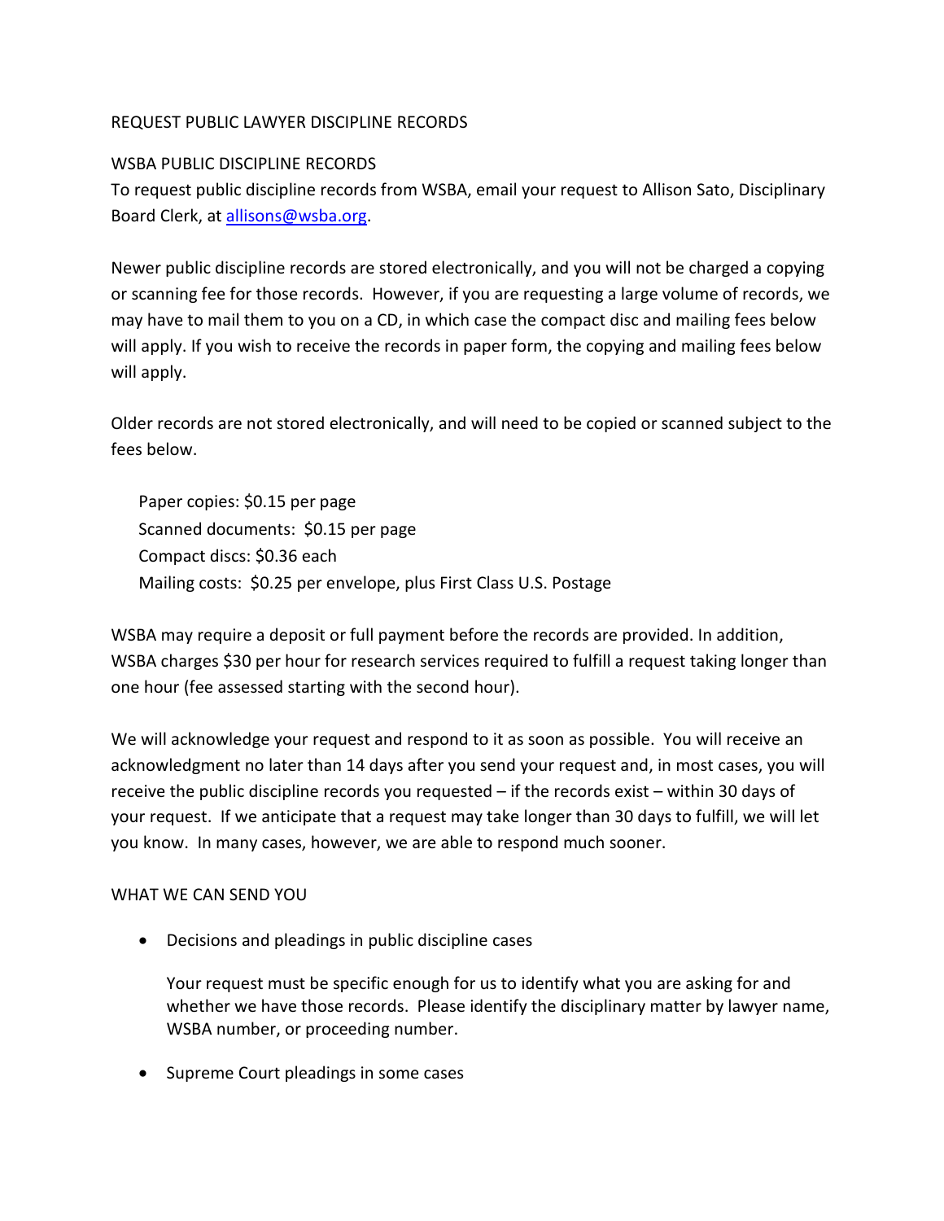# REQUEST PUBLIC LAWYER DISCIPLINE RECORDS

## WSBA PUBLIC DISCIPLINE RECORDS

To request public discipline records from WSBA, email your request to Allison Sato, Disciplinary Board Clerk, at [allisons@wsba.org](mailto:allisons@wsba.org).

Newer public discipline records are stored electronically, and you will not be charged a copying or scanning fee for those records. However, if you are requesting a large volume of records, we may have to mail them to you on a CD, in which case the compact disc and mailing fees below will apply. If you wish to receive the records in paper form, the copying and mailing fees below will apply.

Older records are not stored electronically, and will need to be copied or scanned subject to the fees below.

Paper copies: $0.15 per page
Scanned documents: $0.15 per page
Compact discs: $0.36 each
Mailing costs: $0.25 per envelope, plus First Class U.S. Postage

WSBA may require a deposit or full payment before the records are provided. In addition, WSBA charges $30 per hour for research services required to fulfill a request taking longer than one hour (fee assessed starting with the second hour).

We will acknowledge your request and respond to it as soon as possible. You will receive an acknowledgment no later than 14 days after you send your request and, in most cases, you will receive the public discipline records you requested – if the records exist – within 30 days of your request. If we anticipate that a request may take longer than 30 days to fulfill, we will let you know. In many cases, however, we are able to respond much sooner.

## WHAT WE CAN SEND YOU

- Decisions and pleadings in public discipline cases

  Your request must be specific enough for us to identify what you are asking for and whether we have those records. Please identify the disciplinary matter by lawyer name, WSBA number, or proceeding number.

- Supreme Court pleadings in some cases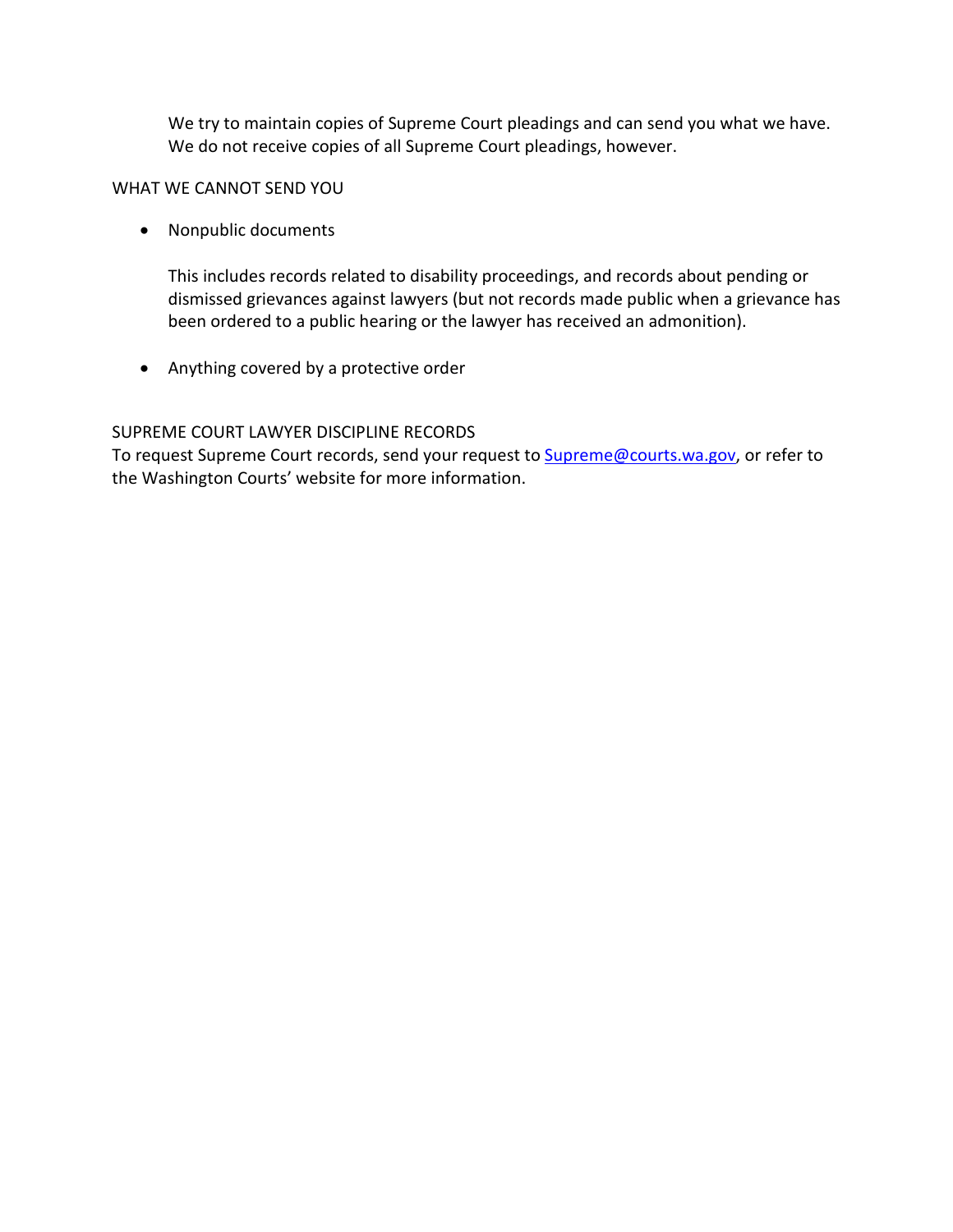We try to maintain copies of Supreme Court pleadings and can send you what we have. We do not receive copies of all Supreme Court pleadings, however.

WHAT WE CANNOT SEND YOU

- Nonpublic documents

  This includes records related to disability proceedings, and records about pending or dismissed grievances against lawyers (but not records made public when a grievance has been ordered to a public hearing or the lawyer has received an admonition).

- Anything covered by a protective order

SUPREME COURT LAWYER DISCIPLINE RECORDS
To request Supreme Court records, send your request to [Supreme@courts.wa.gov](mailto:Supreme@courts.wa.gov), or refer to the Washington Courts' website for more information.